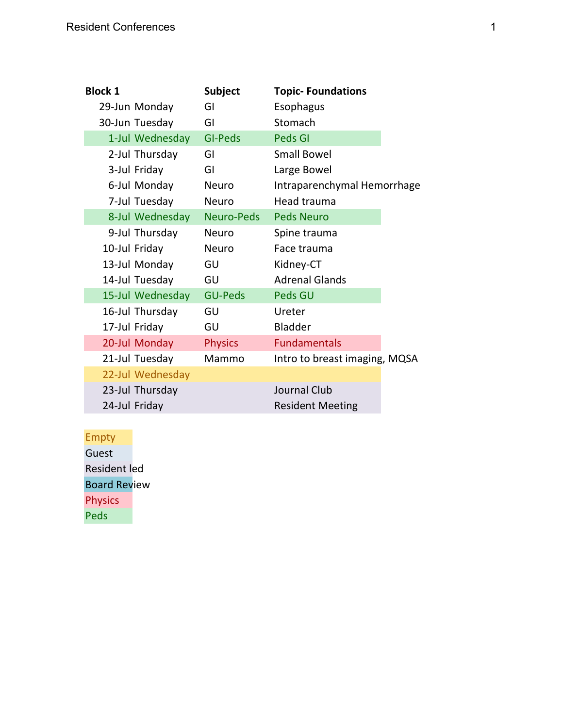| Block 1 | | Subject | Topic- Foundations |
|---|---|---|---|
| 29-Jun | Monday | GI | Esophagus |
| 30-Jun | Tuesday | GI | Stomach |
| 1-Jul | Wednesday | GI-Peds | Peds GI |
| 2-Jul | Thursday | GI | Small Bowel |
| 3-Jul | Friday | GI | Large Bowel |
| 6-Jul | Monday | Neuro | Intraparenchymal Hemorrhage |
| 7-Jul | Tuesday | Neuro | Head trauma |
| 8-Jul | Wednesday | Neuro-Peds | Peds Neuro |
| 9-Jul | Thursday | Neuro | Spine trauma |
| 10-Jul | Friday | Neuro | Face trauma |
| 13-Jul | Monday | GU | Kidney-CT |
| 14-Jul | Tuesday | GU | Adrenal Glands |
| 15-Jul | Wednesday | GU-Peds | Peds GU |
| 16-Jul | Thursday | GU | Ureter |
| 17-Jul | Friday | GU | Bladder |
| 20-Jul | Monday | Physics | Fundamentals |
| 21-Jul | Tuesday | Mammo | Intro to breast imaging, MQSA |
| 22-Jul | Wednesday | | |
| 23-Jul | Thursday | | Journal Club |
| 24-Jul | Friday | | Resident Meeting |

Empty
Guest
Resident led
Board Review
Physics
Peds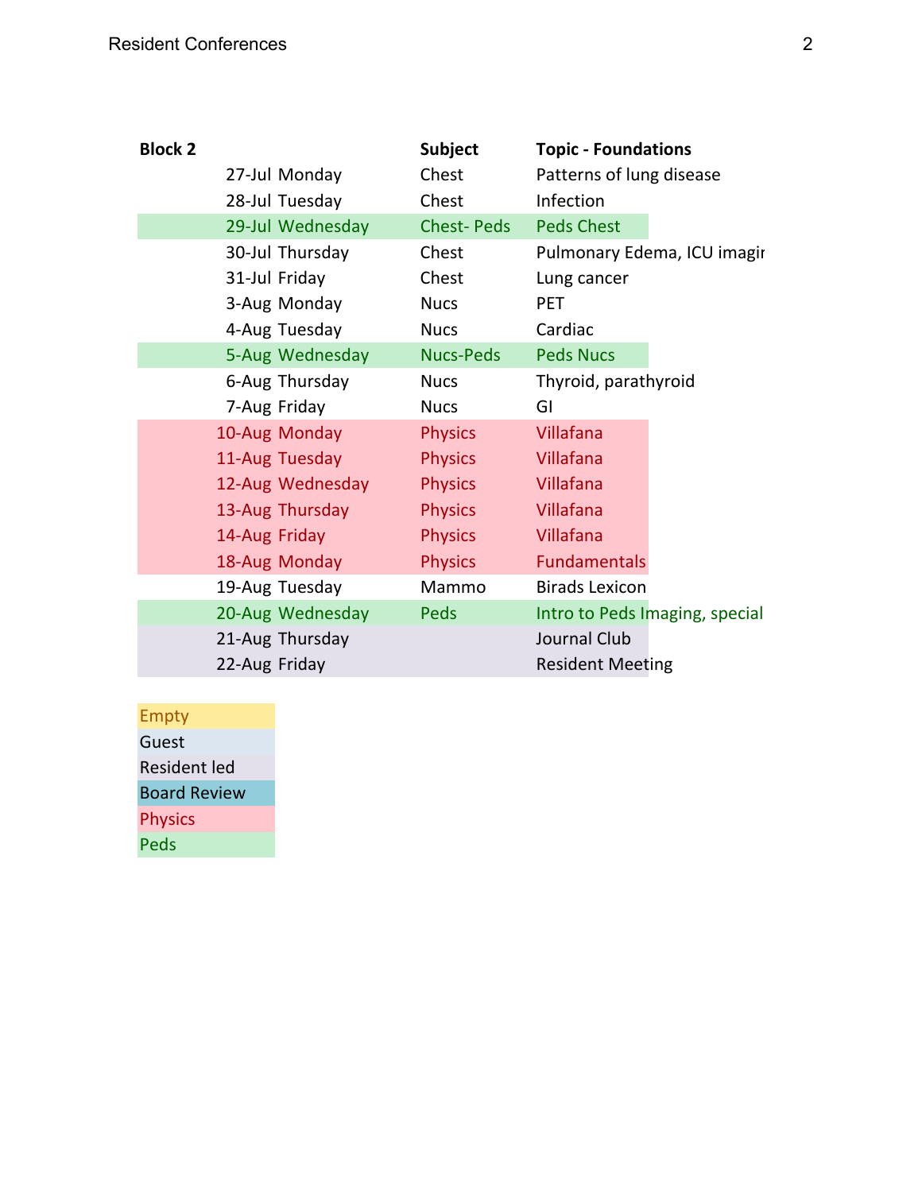| Block 2 | | Subject | Topic - Foundations |
|---|---|---|---|
| 27-Jul | Monday | Chest | Patterns of lung disease |
| 28-Jul | Tuesday | Chest | Infection |
| 29-Jul | Wednesday | Chest- Peds | Peds Chest |
| 30-Jul | Thursday | Chest | Pulmonary Edema, ICU imagir |
| 31-Jul | Friday | Chest | Lung cancer |
| 3-Aug | Monday | Nucs | PET |
| 4-Aug | Tuesday | Nucs | Cardiac |
| 5-Aug | Wednesday | Nucs-Peds | Peds Nucs |
| 6-Aug | Thursday | Nucs | Thyroid, parathyroid |
| 7-Aug | Friday | Nucs | GI |
| 10-Aug | Monday | Physics | Villafana |
| 11-Aug | Tuesday | Physics | Villafana |
| 12-Aug | Wednesday | Physics | Villafana |
| 13-Aug | Thursday | Physics | Villafana |
| 14-Aug | Friday | Physics | Villafana |
| 18-Aug | Monday | Physics | Fundamentals |
| 19-Aug | Tuesday | Mammo | Birads Lexicon |
| 20-Aug | Wednesday | Peds | Intro to Peds Imaging, special |
| 21-Aug | Thursday | | Journal Club |
| 22-Aug | Friday | | Resident Meeting |

| Legend |
|---|
| Empty |
| Guest |
| Resident led |
| Board Review |
| Physics |
| Peds |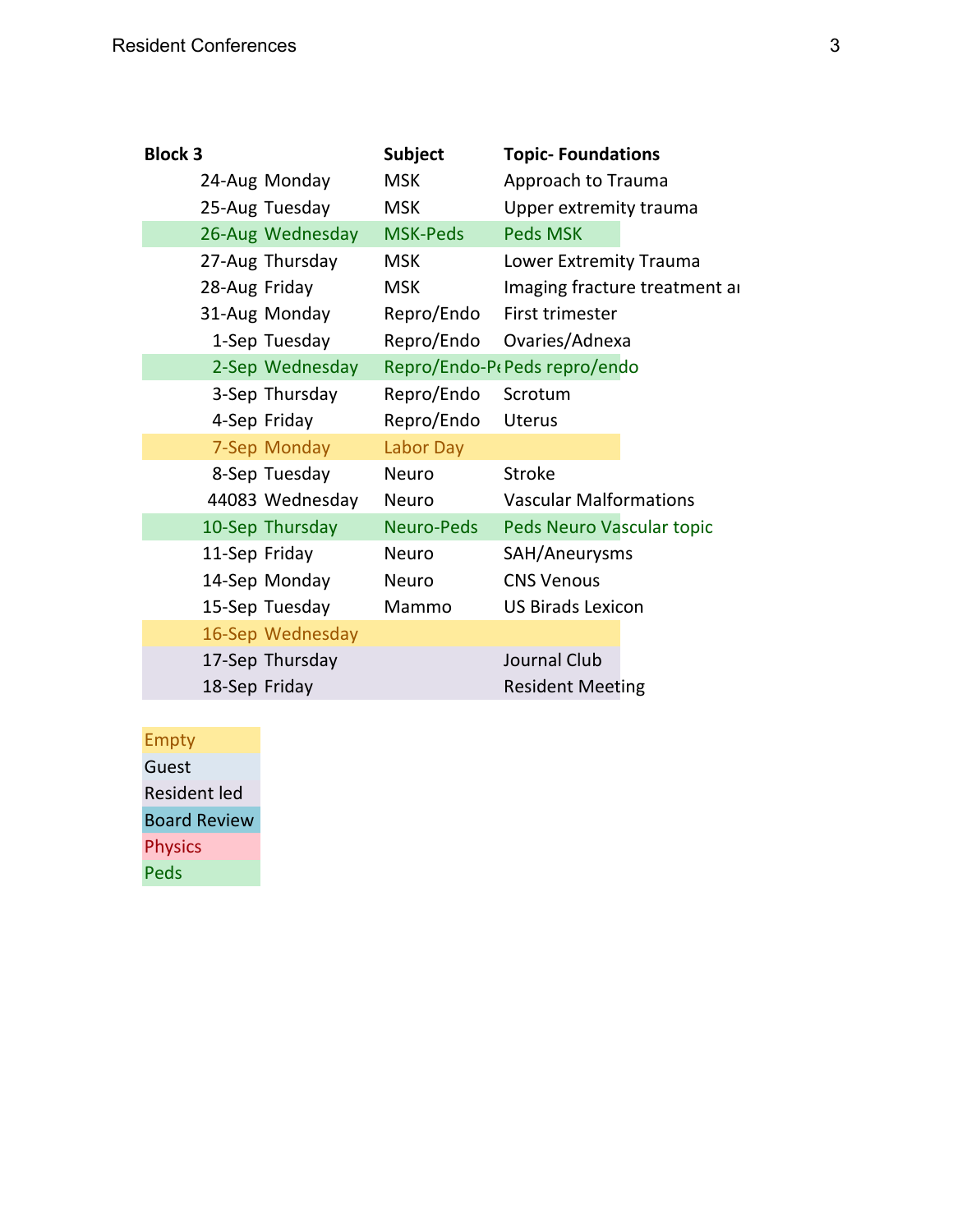| Block 3 | | Subject | Topic- Foundations |
|---|---|---|---|
| 24-Aug | Monday | MSK | Approach to Trauma |
| 25-Aug | Tuesday | MSK | Upper extremity trauma |
| 26-Aug | Wednesday | MSK-Peds | Peds MSK |
| 27-Aug | Thursday | MSK | Lower Extremity Trauma |
| 28-Aug | Friday | MSK | Imaging fracture treatment ar |
| 31-Aug | Monday | Repro/Endo | First trimester |
| 1-Sep | Tuesday | Repro/Endo | Ovaries/Adnexa |
| 2-Sep | Wednesday | Repro/Endo-Pe | Peds repro/endo |
| 3-Sep | Thursday | Repro/Endo | Scrotum |
| 4-Sep | Friday | Repro/Endo | Uterus |
| 7-Sep | Monday | Labor Day | |
| 8-Sep | Tuesday | Neuro | Stroke |
| 44083 | Wednesday | Neuro | Vascular Malformations |
| 10-Sep | Thursday | Neuro-Peds | Peds Neuro Vascular topic |
| 11-Sep | Friday | Neuro | SAH/Aneurysms |
| 14-Sep | Monday | Neuro | CNS Venous |
| 15-Sep | Tuesday | Mammo | US Birads Lexicon |
| 16-Sep | Wednesday | | |
| 17-Sep | Thursday | | Journal Club |
| 18-Sep | Friday | | Resident Meeting |

| Legend |
|---|
| Empty |
| Guest |
| Resident led |
| Board Review |
| Physics |
| Peds |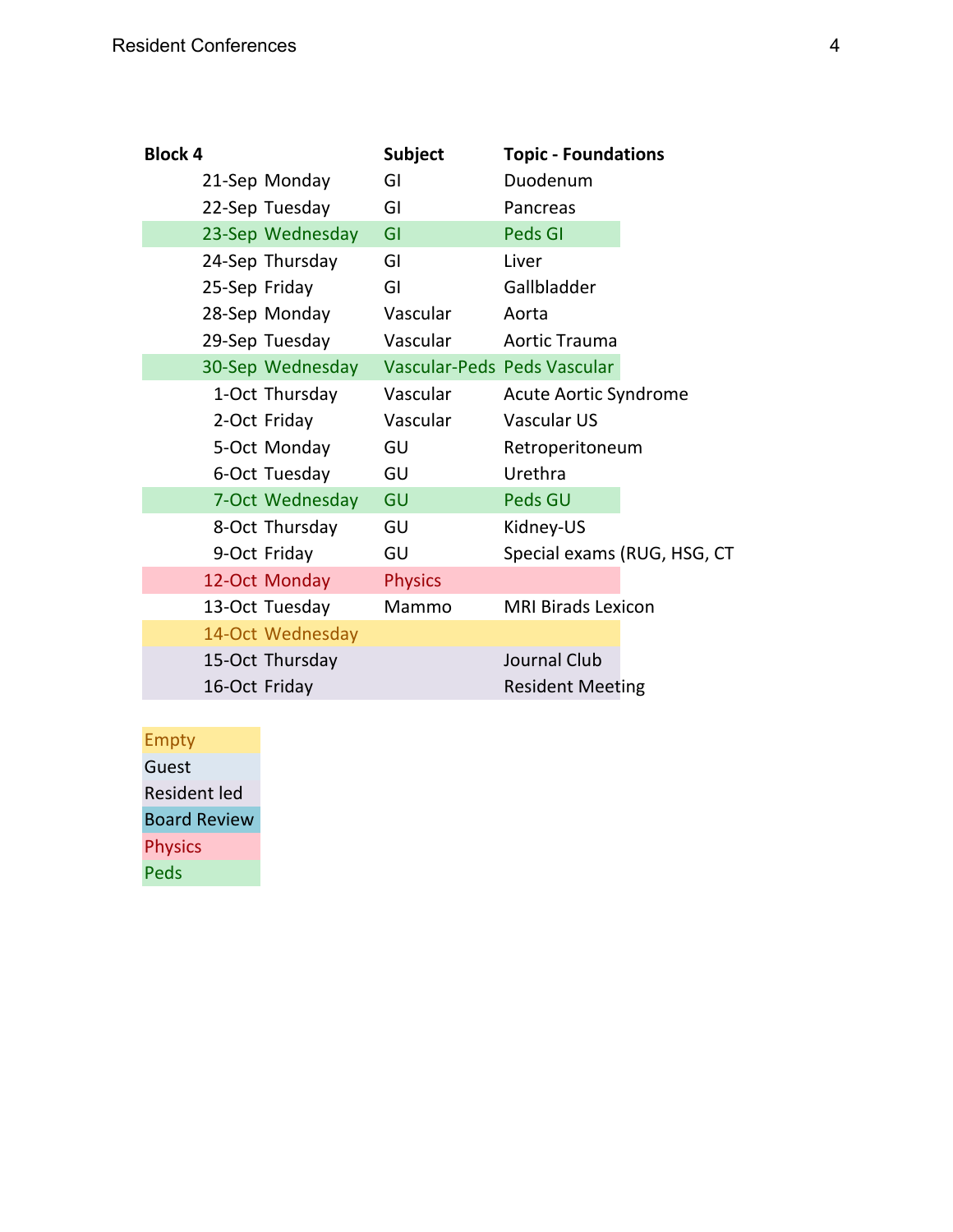| Block 4 | | Subject | Topic - Foundations |
|---|---|---|---|
| 21-Sep | Monday | GI | Duodenum |
| 22-Sep | Tuesday | GI | Pancreas |
| 23-Sep | Wednesday | GI | Peds GI |
| 24-Sep | Thursday | GI | Liver |
| 25-Sep | Friday | GI | Gallbladder |
| 28-Sep | Monday | Vascular | Aorta |
| 29-Sep | Tuesday | Vascular | Aortic Trauma |
| 30-Sep | Wednesday | Vascular-Peds | Peds Vascular |
| 1-Oct | Thursday | Vascular | Acute Aortic Syndrome |
| 2-Oct | Friday | Vascular | Vascular US |
| 5-Oct | Monday | GU | Retroperitoneum |
| 6-Oct | Tuesday | GU | Urethra |
| 7-Oct | Wednesday | GU | Peds GU |
| 8-Oct | Thursday | GU | Kidney-US |
| 9-Oct | Friday | GU | Special exams (RUG, HSG, CT |
| 12-Oct | Monday | Physics | |
| 13-Oct | Tuesday | Mammo | MRI Birads Lexicon |
| 14-Oct | Wednesday | | |
| 15-Oct | Thursday | | Journal Club |
| 16-Oct | Friday | | Resident Meeting |

Empty
Guest
Resident led
Board Review
Physics
Peds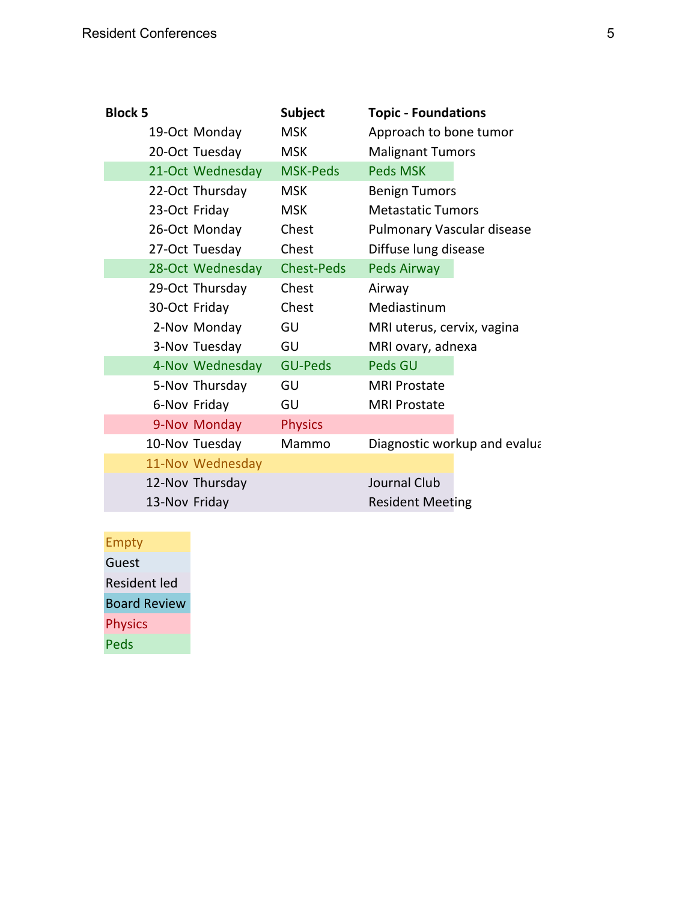| Block 5 | | Subject | Topic - Foundations |
|---|---|---|---|
| 19-Oct | Monday | MSK | Approach to bone tumor |
| 20-Oct | Tuesday | MSK | Malignant Tumors |
| 21-Oct | Wednesday | MSK-Peds | Peds MSK |
| 22-Oct | Thursday | MSK | Benign Tumors |
| 23-Oct | Friday | MSK | Metastatic Tumors |
| 26-Oct | Monday | Chest | Pulmonary Vascular disease |
| 27-Oct | Tuesday | Chest | Diffuse lung disease |
| 28-Oct | Wednesday | Chest-Peds | Peds Airway |
| 29-Oct | Thursday | Chest | Airway |
| 30-Oct | Friday | Chest | Mediastinum |
| 2-Nov | Monday | GU | MRI uterus, cervix, vagina |
| 3-Nov | Tuesday | GU | MRI ovary, adnexa |
| 4-Nov | Wednesday | GU-Peds | Peds GU |
| 5-Nov | Thursday | GU | MRI Prostate |
| 6-Nov | Friday | GU | MRI Prostate |
| 9-Nov | Monday | Physics | |
| 10-Nov | Tuesday | Mammo | Diagnostic workup and evalua |
| 11-Nov | Wednesday | | |
| 12-Nov | Thursday | | Journal Club |
| 13-Nov | Friday | | Resident Meeting |

| Legend |
|---|
| Empty |
| Guest |
| Resident led |
| Board Review |
| Physics |
| Peds |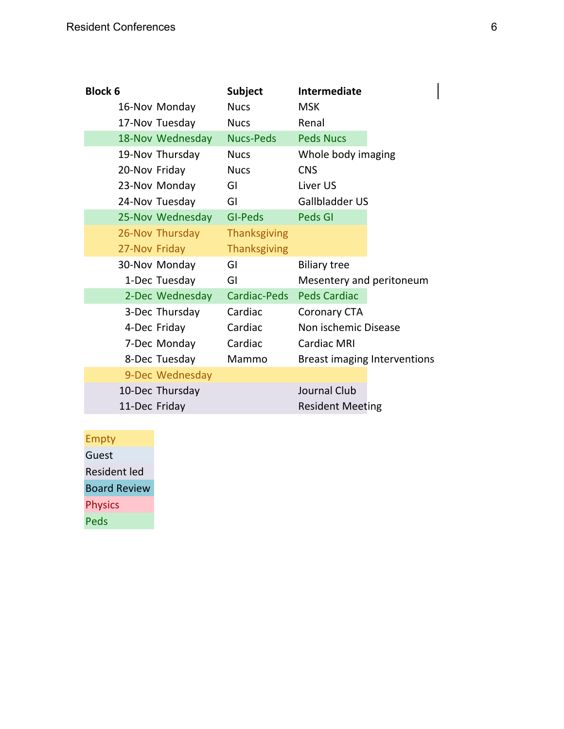| Block 6 | | Subject | Intermediate |
|---|---|---|---|
| 16-Nov | Monday | Nucs | MSK |
| 17-Nov | Tuesday | Nucs | Renal |
| 18-Nov | Wednesday | Nucs-Peds | Peds Nucs |
| 19-Nov | Thursday | Nucs | Whole body imaging |
| 20-Nov | Friday | Nucs | CNS |
| 23-Nov | Monday | GI | Liver US |
| 24-Nov | Tuesday | GI | Gallbladder US |
| 25-Nov | Wednesday | GI-Peds | Peds GI |
| 26-Nov | Thursday | Thanksgiving | |
| 27-Nov | Friday | Thanksgiving | |
| 30-Nov | Monday | GI | Biliary tree |
| 1-Dec | Tuesday | GI | Mesentery and peritoneum |
| 2-Dec | Wednesday | Cardiac-Peds | Peds Cardiac |
| 3-Dec | Thursday | Cardiac | Coronary CTA |
| 4-Dec | Friday | Cardiac | Non ischemic Disease |
| 7-Dec | Monday | Cardiac | Cardiac MRI |
| 8-Dec | Tuesday | Mammo | Breast imaging Interventions |
| 9-Dec | Wednesday | | |
| 10-Dec | Thursday | | Journal Club |
| 11-Dec | Friday | | Resident Meeting |

| Legend |
|---|
| Empty |
| Guest |
| Resident led |
| Board Review |
| Physics |
| Peds |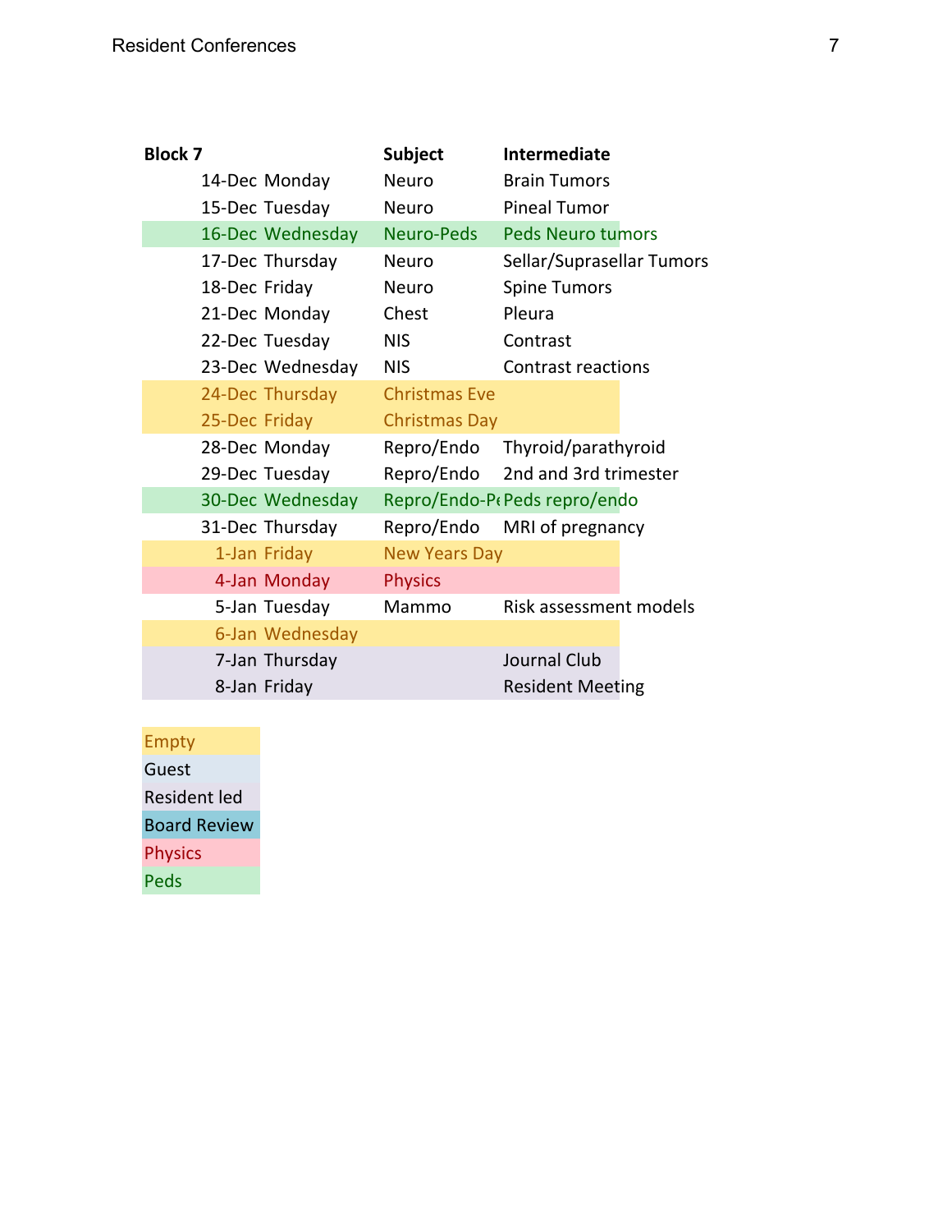| Block 7 | | Subject | Intermediate |
|---|---|---|---|
| 14-Dec | Monday | Neuro | Brain Tumors |
| 15-Dec | Tuesday | Neuro | Pineal Tumor |
| 16-Dec | Wednesday | Neuro-Peds | Peds Neuro tumors |
| 17-Dec | Thursday | Neuro | Sellar/Suprasellar Tumors |
| 18-Dec | Friday | Neuro | Spine Tumors |
| 21-Dec | Monday | Chest | Pleura |
| 22-Dec | Tuesday | NIS | Contrast |
| 23-Dec | Wednesday | NIS | Contrast reactions |
| 24-Dec | Thursday | Christmas Eve | |
| 25-Dec | Friday | Christmas Day | |
| 28-Dec | Monday | Repro/Endo | Thyroid/parathyroid |
| 29-Dec | Tuesday | Repro/Endo | 2nd and 3rd trimester |
| 30-Dec | Wednesday | Repro/Endo-Pe | Peds repro/endo |
| 31-Dec | Thursday | Repro/Endo | MRI of pregnancy |
| 1-Jan | Friday | New Years Day | |
| 4-Jan | Monday | Physics | |
| 5-Jan | Tuesday | Mammo | Risk assessment models |
| 6-Jan | Wednesday | | |
| 7-Jan | Thursday | | Journal Club |
| 8-Jan | Friday | | Resident Meeting |

| Legend |
|---|
| Empty |
| Guest |
| Resident led |
| Board Review |
| Physics |
| Peds |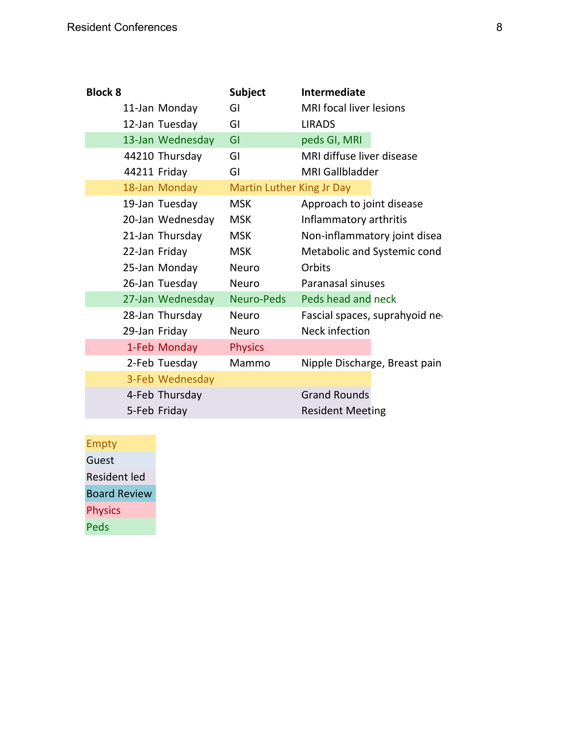| Block 8 | | Subject | Intermediate |
|---|---|---|---|
| 11-Jan | Monday | GI | MRI focal liver lesions |
| 12-Jan | Tuesday | GI | LIRADS |
| 13-Jan | Wednesday | GI | peds GI, MRI |
| 44210 | Thursday | GI | MRI diffuse liver disease |
| 44211 | Friday | GI | MRI Gallbladder |
| 18-Jan | Monday | Martin Luther King Jr Day | |
| 19-Jan | Tuesday | MSK | Approach to joint disease |
| 20-Jan | Wednesday | MSK | Inflammatory arthritis |
| 21-Jan | Thursday | MSK | Non-inflammatory joint disea |
| 22-Jan | Friday | MSK | Metabolic and Systemic cond |
| 25-Jan | Monday | Neuro | Orbits |
| 26-Jan | Tuesday | Neuro | Paranasal sinuses |
| 27-Jan | Wednesday | Neuro-Peds | Peds head and neck |
| 28-Jan | Thursday | Neuro | Fascial spaces, suprahyoid ne |
| 29-Jan | Friday | Neuro | Neck infection |
| 1-Feb | Monday | Physics | |
| 2-Feb | Tuesday | Mammo | Nipple Discharge, Breast pain |
| 3-Feb | Wednesday | | |
| 4-Feb | Thursday | | Grand Rounds |
| 5-Feb | Friday | | Resident Meeting |

| Legend |
|---|
| Empty |
| Guest |
| Resident led |
| Board Review |
| Physics |
| Peds |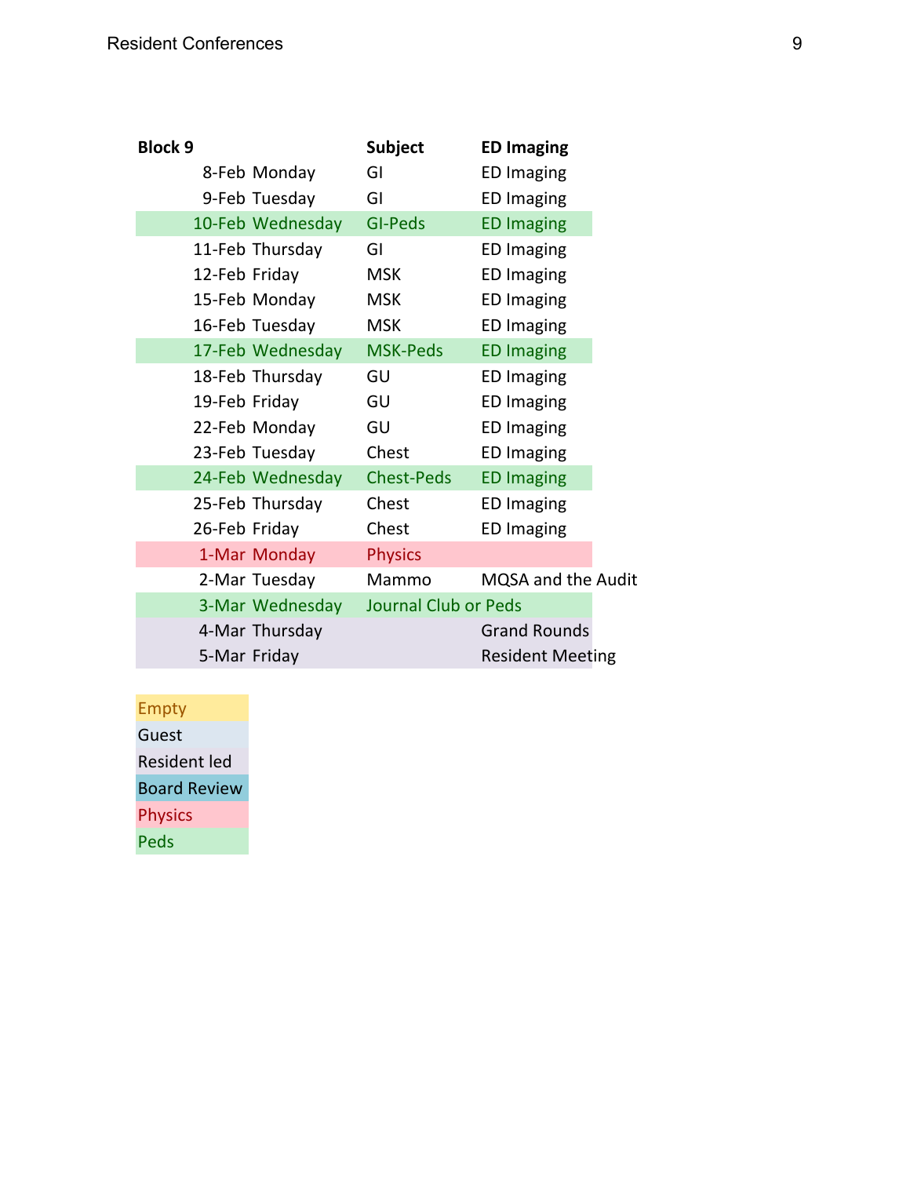| Block 9 | | Subject | ED Imaging |
|---|---|---|---|
| 8-Feb | Monday | GI | ED Imaging |
| 9-Feb | Tuesday | GI | ED Imaging |
| 10-Feb | Wednesday | GI-Peds | ED Imaging |
| 11-Feb | Thursday | GI | ED Imaging |
| 12-Feb | Friday | MSK | ED Imaging |
| 15-Feb | Monday | MSK | ED Imaging |
| 16-Feb | Tuesday | MSK | ED Imaging |
| 17-Feb | Wednesday | MSK-Peds | ED Imaging |
| 18-Feb | Thursday | GU | ED Imaging |
| 19-Feb | Friday | GU | ED Imaging |
| 22-Feb | Monday | GU | ED Imaging |
| 23-Feb | Tuesday | Chest | ED Imaging |
| 24-Feb | Wednesday | Chest-Peds | ED Imaging |
| 25-Feb | Thursday | Chest | ED Imaging |
| 26-Feb | Friday | Chest | ED Imaging |
| 1-Mar | Monday | Physics | |
| 2-Mar | Tuesday | Mammo | MQSA and the Audit |
| 3-Mar | Wednesday | Journal Club or Peds | |
| 4-Mar | Thursday | | Grand Rounds |
| 5-Mar | Friday | | Resident Meeting |

| Legend |
|---|
| Empty |
| Guest |
| Resident led |
| Board Review |
| Physics |
| Peds |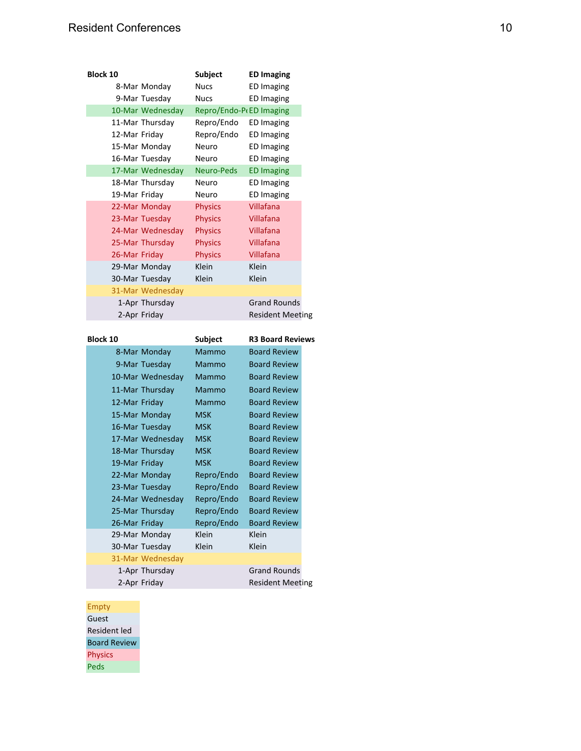# Resident Conferences

| Block 10 | | Subject | ED Imaging |
|---|---|---|---|
| 8-Mar | Monday | Nucs | ED Imaging |
| 9-Mar | Tuesday | Nucs | ED Imaging |
| 10-Mar | Wednesday | Repro/Endo-Pe | ED Imaging |
| 11-Mar | Thursday | Repro/Endo | ED Imaging |
| 12-Mar | Friday | Repro/Endo | ED Imaging |
| 15-Mar | Monday | Neuro | ED Imaging |
| 16-Mar | Tuesday | Neuro | ED Imaging |
| 17-Mar | Wednesday | Neuro-Peds | ED Imaging |
| 18-Mar | Thursday | Neuro | ED Imaging |
| 19-Mar | Friday | Neuro | ED Imaging |
| 22-Mar | Monday | Physics | Villafana |
| 23-Mar | Tuesday | Physics | Villafana |
| 24-Mar | Wednesday | Physics | Villafana |
| 25-Mar | Thursday | Physics | Villafana |
| 26-Mar | Friday | Physics | Villafana |
| 29-Mar | Monday | Klein | Klein |
| 30-Mar | Tuesday | Klein | Klein |
| 31-Mar | Wednesday | | |
| 1-Apr | Thursday | | Grand Rounds |
| 2-Apr | Friday | | Resident Meeting |

| Block 10 | | Subject | R3 Board Reviews |
|---|---|---|---|
| 8-Mar | Monday | Mammo | Board Review |
| 9-Mar | Tuesday | Mammo | Board Review |
| 10-Mar | Wednesday | Mammo | Board Review |
| 11-Mar | Thursday | Mammo | Board Review |
| 12-Mar | Friday | Mammo | Board Review |
| 15-Mar | Monday | MSK | Board Review |
| 16-Mar | Tuesday | MSK | Board Review |
| 17-Mar | Wednesday | MSK | Board Review |
| 18-Mar | Thursday | MSK | Board Review |
| 19-Mar | Friday | MSK | Board Review |
| 22-Mar | Monday | Repro/Endo | Board Review |
| 23-Mar | Tuesday | Repro/Endo | Board Review |
| 24-Mar | Wednesday | Repro/Endo | Board Review |
| 25-Mar | Thursday | Repro/Endo | Board Review |
| 26-Mar | Friday | Repro/Endo | Board Review |
| 29-Mar | Monday | Klein | Klein |
| 30-Mar | Tuesday | Klein | Klein |
| 31-Mar | Wednesday | | |
| 1-Apr | Thursday | | Grand Rounds |
| 2-Apr | Friday | | Resident Meeting |

Empty
Guest
Resident led
Board Review
Physics
Peds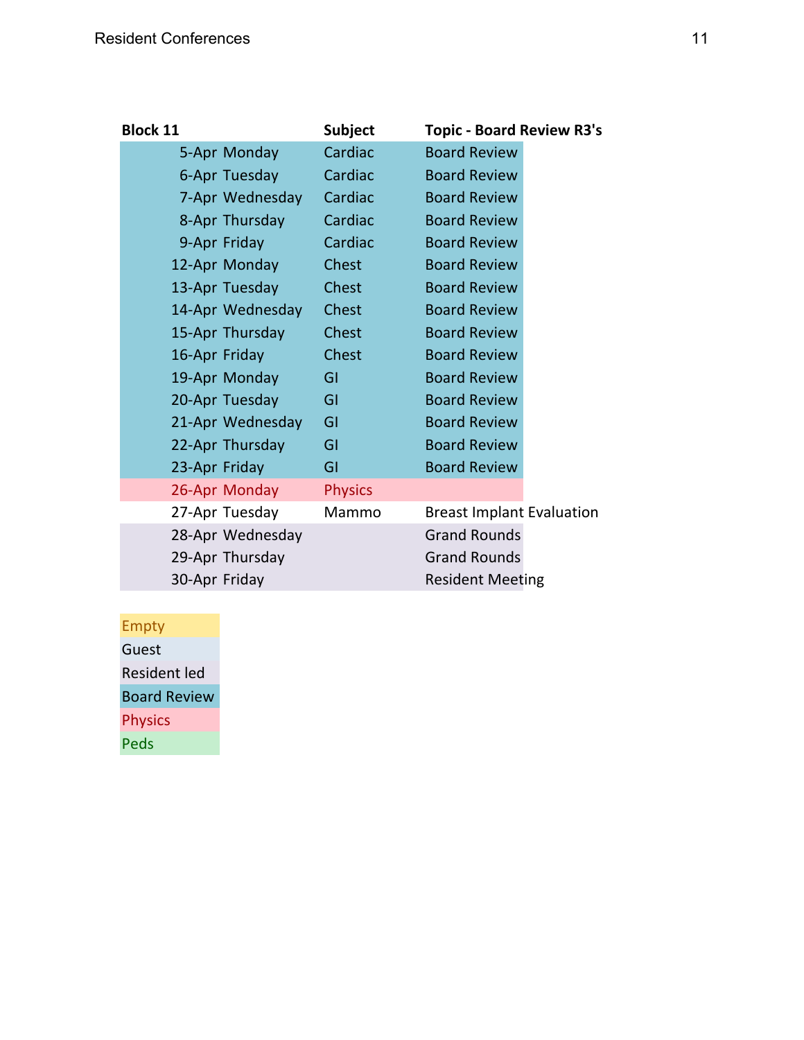| Block 11 | | Subject | Topic - Board Review R3's |
|---|---|---|---|
| 5-Apr | Monday | Cardiac | Board Review |
| 6-Apr | Tuesday | Cardiac | Board Review |
| 7-Apr | Wednesday | Cardiac | Board Review |
| 8-Apr | Thursday | Cardiac | Board Review |
| 9-Apr | Friday | Cardiac | Board Review |
| 12-Apr | Monday | Chest | Board Review |
| 13-Apr | Tuesday | Chest | Board Review |
| 14-Apr | Wednesday | Chest | Board Review |
| 15-Apr | Thursday | Chest | Board Review |
| 16-Apr | Friday | Chest | Board Review |
| 19-Apr | Monday | GI | Board Review |
| 20-Apr | Tuesday | GI | Board Review |
| 21-Apr | Wednesday | GI | Board Review |
| 22-Apr | Thursday | GI | Board Review |
| 23-Apr | Friday | GI | Board Review |
| 26-Apr | Monday | Physics | |
| 27-Apr | Tuesday | Mammo | Breast Implant Evaluation |
| 28-Apr | Wednesday | | Grand Rounds |
| 29-Apr | Thursday | | Grand Rounds |
| 30-Apr | Friday | | Resident Meeting |

| Legend |
|---|
| Empty |
| Guest |
| Resident led |
| Board Review |
| Physics |
| Peds |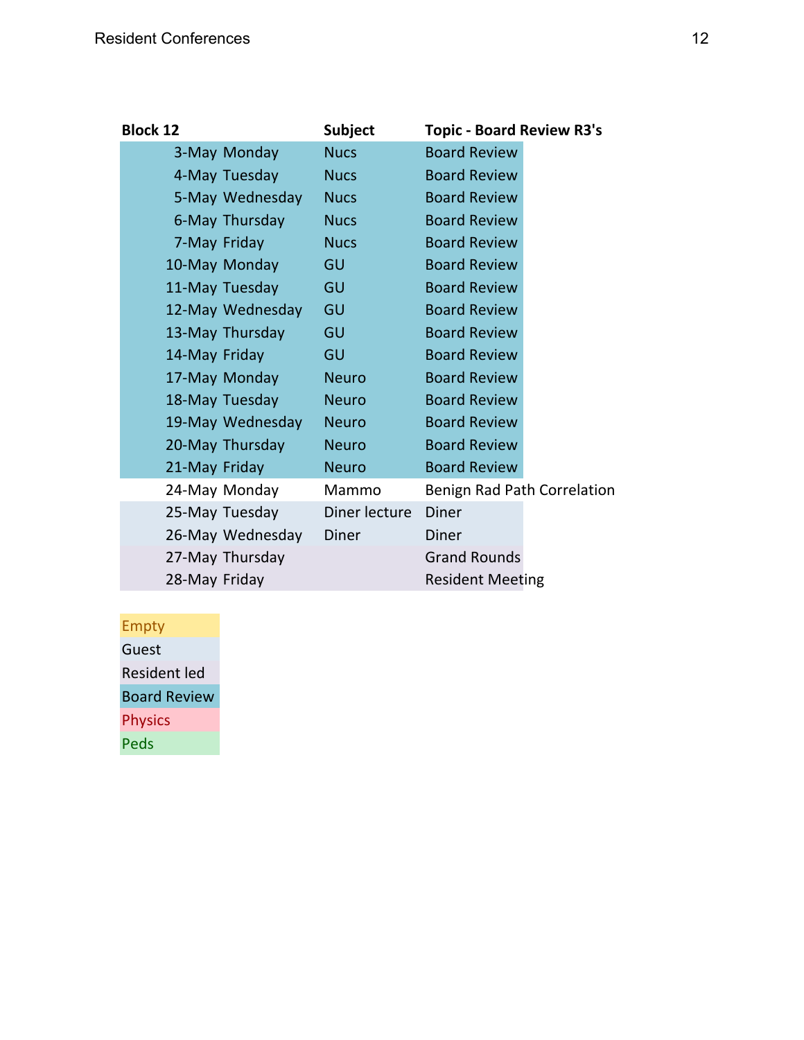| Block 12 | | Subject | Topic - Board Review R3's |
|---|---|---|---|
| 3-May | Monday | Nucs | Board Review |
| 4-May | Tuesday | Nucs | Board Review |
| 5-May | Wednesday | Nucs | Board Review |
| 6-May | Thursday | Nucs | Board Review |
| 7-May | Friday | Nucs | Board Review |
| 10-May | Monday | GU | Board Review |
| 11-May | Tuesday | GU | Board Review |
| 12-May | Wednesday | GU | Board Review |
| 13-May | Thursday | GU | Board Review |
| 14-May | Friday | GU | Board Review |
| 17-May | Monday | Neuro | Board Review |
| 18-May | Tuesday | Neuro | Board Review |
| 19-May | Wednesday | Neuro | Board Review |
| 20-May | Thursday | Neuro | Board Review |
| 21-May | Friday | Neuro | Board Review |
| 24-May | Monday | Mammo | Benign Rad Path Correlation |
| 25-May | Tuesday | Diner lecture | Diner |
| 26-May | Wednesday | Diner | Diner |
| 27-May | Thursday | | Grand Rounds |
| 28-May | Friday | | Resident Meeting |

| Legend |
|---|
| Empty |
| Guest |
| Resident led |
| Board Review |
| Physics |
| Peds |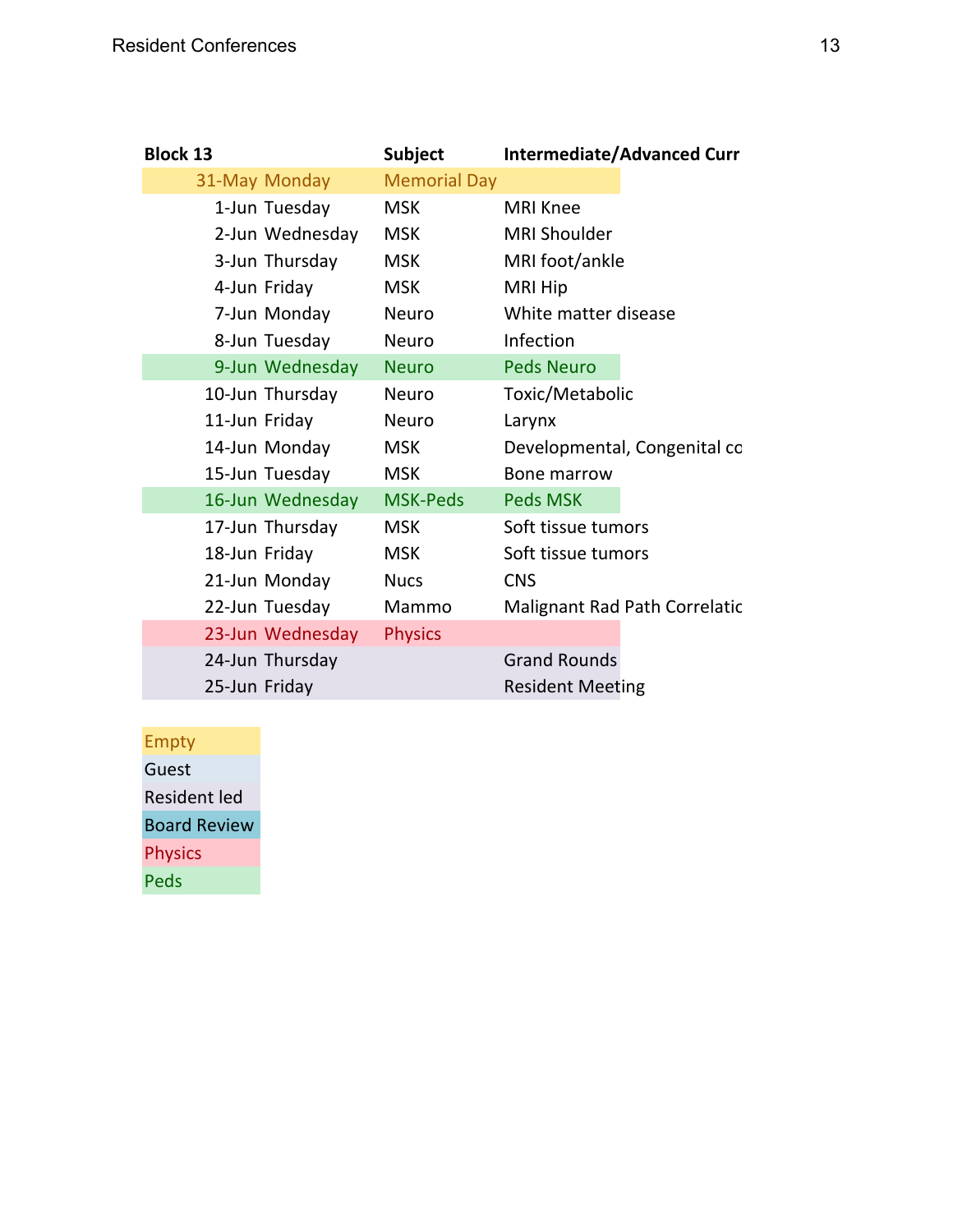| Block 13 | | Subject | Intermediate/Advanced Curr |
|---|---|---|---|
| 31-May | Monday | Memorial Day | |
| 1-Jun | Tuesday | MSK | MRI Knee |
| 2-Jun | Wednesday | MSK | MRI Shoulder |
| 3-Jun | Thursday | MSK | MRI foot/ankle |
| 4-Jun | Friday | MSK | MRI Hip |
| 7-Jun | Monday | Neuro | White matter disease |
| 8-Jun | Tuesday | Neuro | Infection |
| 9-Jun | Wednesday | Neuro | Peds Neuro |
| 10-Jun | Thursday | Neuro | Toxic/Metabolic |
| 11-Jun | Friday | Neuro | Larynx |
| 14-Jun | Monday | MSK | Developmental, Congenital co |
| 15-Jun | Tuesday | MSK | Bone marrow |
| 16-Jun | Wednesday | MSK-Peds | Peds MSK |
| 17-Jun | Thursday | MSK | Soft tissue tumors |
| 18-Jun | Friday | MSK | Soft tissue tumors |
| 21-Jun | Monday | Nucs | CNS |
| 22-Jun | Tuesday | Mammo | Malignant Rad Path Correlatic |
| 23-Jun | Wednesday | Physics | |
| 24-Jun | Thursday | | Grand Rounds |
| 25-Jun | Friday | | Resident Meeting |

Empty
Guest
Resident led
Board Review
Physics
Peds